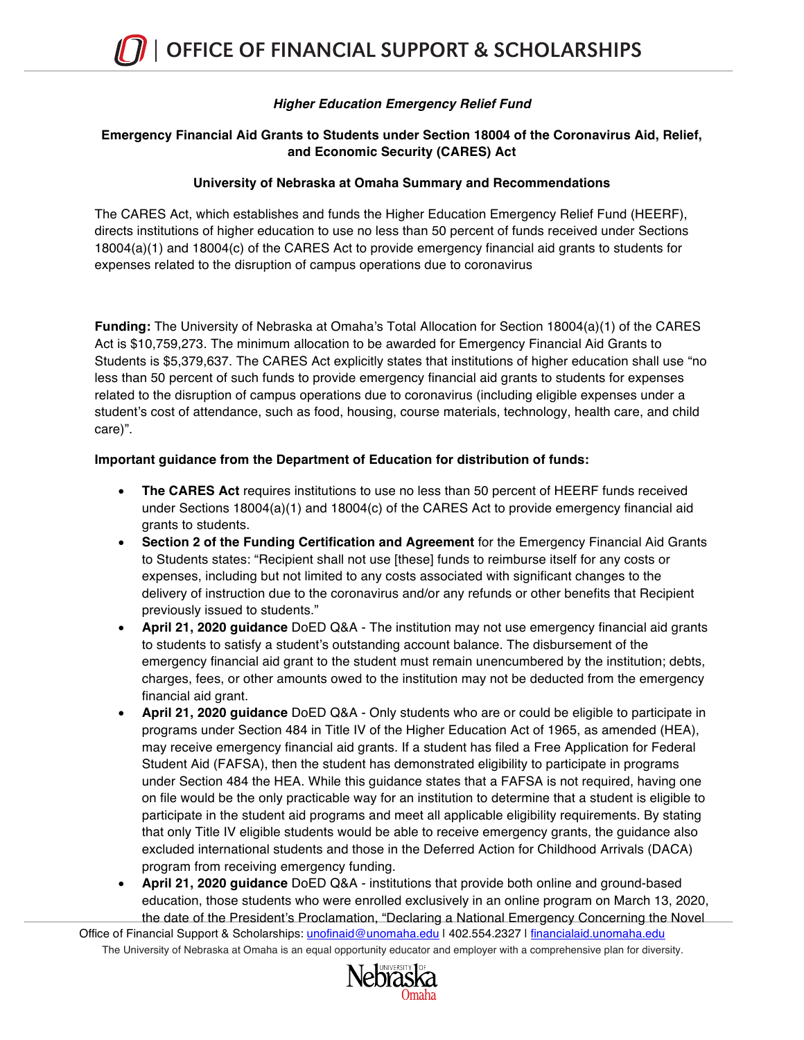# OFFICE OF FINANCIAL SUPPORT & SCHOLARSHIPS

***Higher Education Emergency Relief Fund***

**Emergency Financial Aid Grants to Students under Section 18004 of the Coronavirus Aid, Relief, and Economic Security (CARES) Act**

**University of Nebraska at Omaha Summary and Recommendations**

The CARES Act, which establishes and funds the Higher Education Emergency Relief Fund (HEERF), directs institutions of higher education to use no less than 50 percent of funds received under Sections 18004(a)(1) and 18004(c) of the CARES Act to provide emergency financial aid grants to students for expenses related to the disruption of campus operations due to coronavirus

**Funding:** The University of Nebraska at Omaha's Total Allocation for Section 18004(a)(1) of the CARES Act is $10,759,273. The minimum allocation to be awarded for Emergency Financial Aid Grants to Students is $5,379,637. The CARES Act explicitly states that institutions of higher education shall use "no less than 50 percent of such funds to provide emergency financial aid grants to students for expenses related to the disruption of campus operations due to coronavirus (including eligible expenses under a student's cost of attendance, such as food, housing, course materials, technology, health care, and child care)".

**Important guidance from the Department of Education for distribution of funds:**

- **The CARES Act** requires institutions to use no less than 50 percent of HEERF funds received under Sections 18004(a)(1) and 18004(c) of the CARES Act to provide emergency financial aid grants to students.
- **Section 2 of the Funding Certification and Agreement** for the Emergency Financial Aid Grants to Students states: "Recipient shall not use [these] funds to reimburse itself for any costs or expenses, including but not limited to any costs associated with significant changes to the delivery of instruction due to the coronavirus and/or any refunds or other benefits that Recipient previously issued to students."
- **April 21, 2020 guidance** DoED Q&A - The institution may not use emergency financial aid grants to students to satisfy a student's outstanding account balance. The disbursement of the emergency financial aid grant to the student must remain unencumbered by the institution; debts, charges, fees, or other amounts owed to the institution may not be deducted from the emergency financial aid grant.
- **April 21, 2020 guidance** DoED Q&A - Only students who are or could be eligible to participate in programs under Section 484 in Title IV of the Higher Education Act of 1965, as amended (HEA), may receive emergency financial aid grants. If a student has filed a Free Application for Federal Student Aid (FAFSA), then the student has demonstrated eligibility to participate in programs under Section 484 the HEA. While this guidance states that a FAFSA is not required, having one on file would be the only practicable way for an institution to determine that a student is eligible to participate in the student aid programs and meet all applicable eligibility requirements. By stating that only Title IV eligible students would be able to receive emergency grants, the guidance also excluded international students and those in the Deferred Action for Childhood Arrivals (DACA) program from receiving emergency funding.
- **April 21, 2020 guidance** DoED Q&A - institutions that provide both online and ground-based education, those students who were enrolled exclusively in an online program on March 13, 2020, the date of the President's Proclamation, "Declaring a National Emergency Concerning the Novel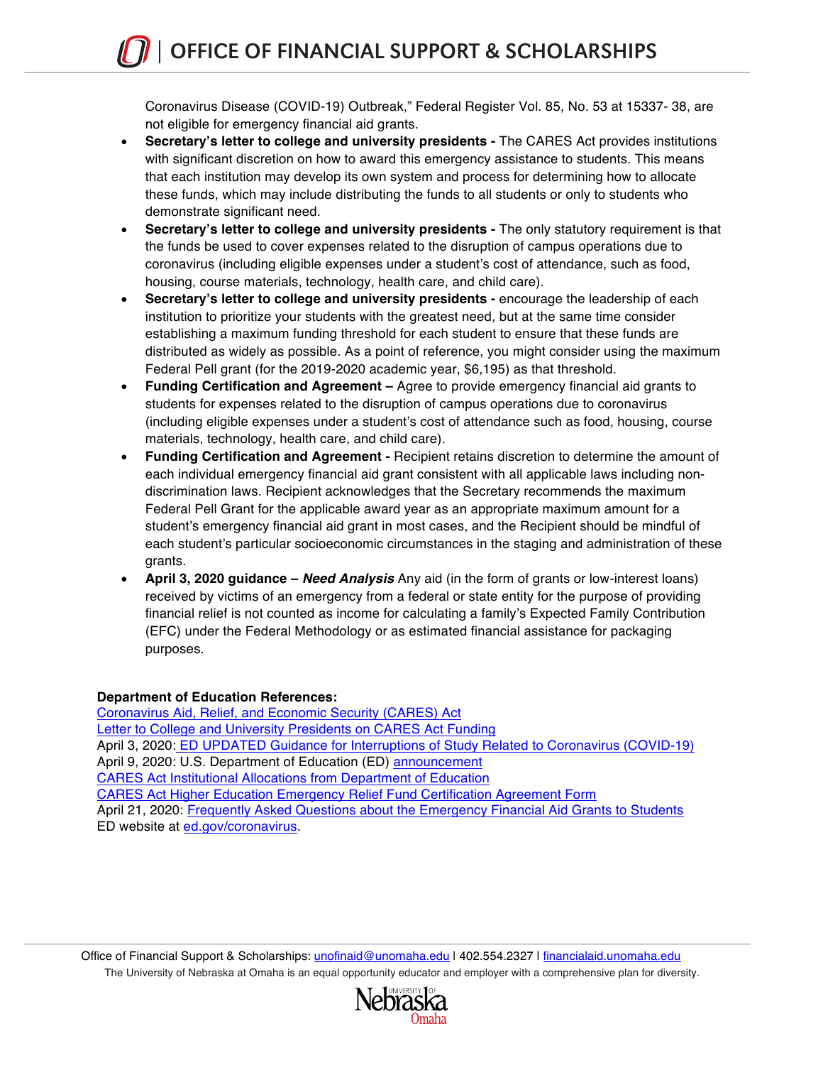Coronavirus Disease (COVID-19) Outbreak," Federal Register Vol. 85, No. 53 at 15337- 38, are not eligible for emergency financial aid grants.

- **Secretary's letter to college and university presidents -** The CARES Act provides institutions with significant discretion on how to award this emergency assistance to students. This means that each institution may develop its own system and process for determining how to allocate these funds, which may include distributing the funds to all students or only to students who demonstrate significant need.
- **Secretary's letter to college and university presidents -** The only statutory requirement is that the funds be used to cover expenses related to the disruption of campus operations due to coronavirus (including eligible expenses under a student's cost of attendance, such as food, housing, course materials, technology, health care, and child care).
- **Secretary's letter to college and university presidents -** encourage the leadership of each institution to prioritize your students with the greatest need, but at the same time consider establishing a maximum funding threshold for each student to ensure that these funds are distributed as widely as possible. As a point of reference, you might consider using the maximum Federal Pell grant (for the 2019-2020 academic year, $6,195) as that threshold.
- **Funding Certification and Agreement –** Agree to provide emergency financial aid grants to students for expenses related to the disruption of campus operations due to coronavirus (including eligible expenses under a student's cost of attendance such as food, housing, course materials, technology, health care, and child care).
- **Funding Certification and Agreement -** Recipient retains discretion to determine the amount of each individual emergency financial aid grant consistent with all applicable laws including non-discrimination laws. Recipient acknowledges that the Secretary recommends the maximum Federal Pell Grant for the applicable award year as an appropriate maximum amount for a student's emergency financial aid grant in most cases, and the Recipient should be mindful of each student's particular socioeconomic circumstances in the staging and administration of these grants.
- **April 3, 2020 guidance – *Need Analysis*** Any aid (in the form of grants or low-interest loans) received by victims of an emergency from a federal or state entity for the purpose of providing financial relief is not counted as income for calculating a family's Expected Family Contribution (EFC) under the Federal Methodology or as estimated financial assistance for packaging purposes.

**Department of Education References:**

Coronavirus Aid, Relief, and Economic Security (CARES) Act
Letter to College and University Presidents on CARES Act Funding
April 3, 2020: ED UPDATED Guidance for Interruptions of Study Related to Coronavirus (COVID-19)
April 9, 2020: U.S. Department of Education (ED) announcement
CARES Act Institutional Allocations from Department of Education
CARES Act Higher Education Emergency Relief Fund Certification Agreement Form
April 21, 2020: Frequently Asked Questions about the Emergency Financial Aid Grants to Students
ED website at ed.gov/coronavirus.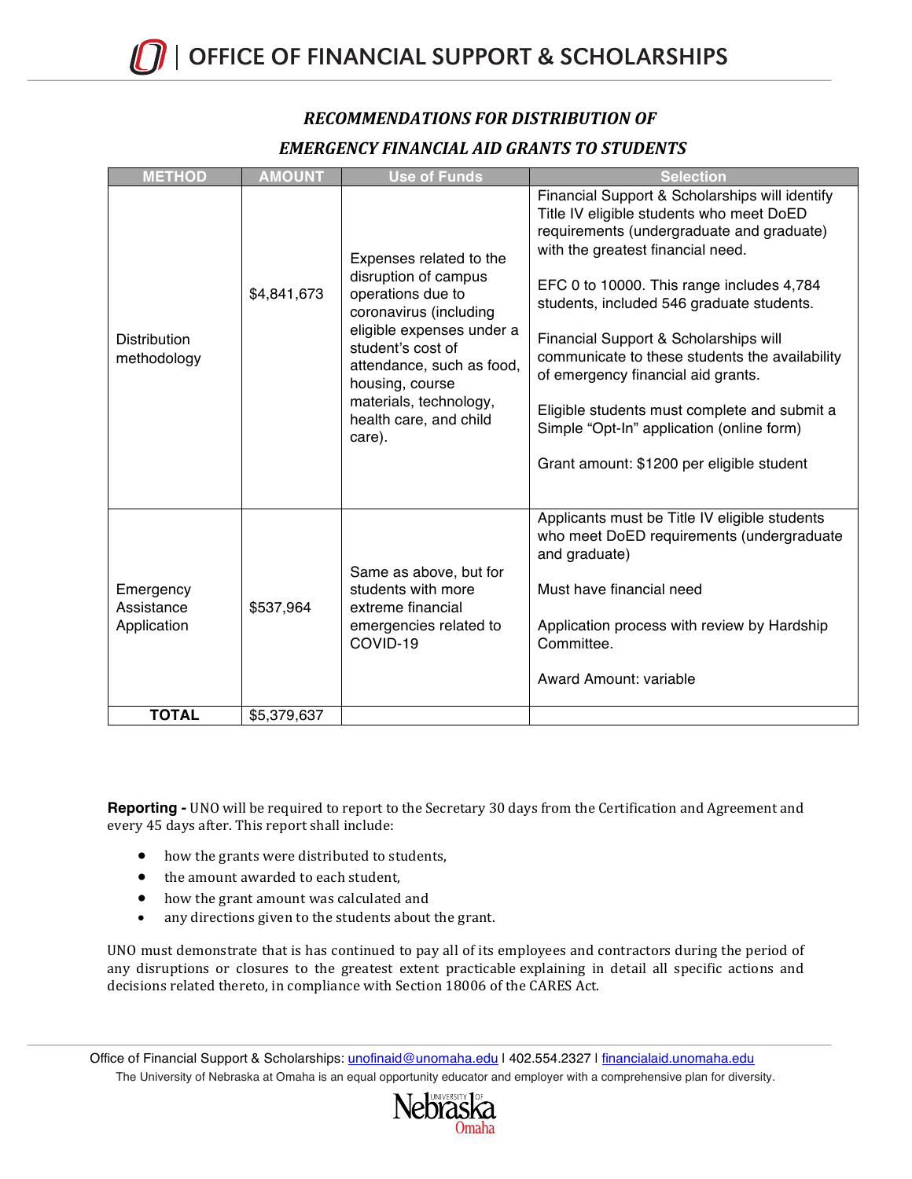# OFFICE OF FINANCIAL SUPPORT & SCHOLARSHIPS

### *RECOMMENDATIONS FOR DISTRIBUTION OF EMERGENCY FINANCIAL AID GRANTS TO STUDENTS*

| METHOD | AMOUNT | Use of Funds | Selection |
|---|---|---|---|
| Distribution methodology | $4,841,673 | Expenses related to the disruption of campus operations due to coronavirus (including eligible expenses under a student's cost of attendance, such as food, housing, course materials, technology, health care, and child care). | Financial Support & Scholarships will identify Title IV eligible students who meet DoED requirements (undergraduate and graduate) with the greatest financial need.<br><br>EFC 0 to 10000. This range includes 4,784 students, included 546 graduate students.<br><br>Financial Support & Scholarships will communicate to these students the availability of emergency financial aid grants.<br><br>Eligible students must complete and submit a Simple "Opt-In" application (online form)<br><br>Grant amount: $1200 per eligible student |
| Emergency Assistance Application | $537,964 | Same as above, but for students with more extreme financial emergencies related to COVID-19 | Applicants must be Title IV eligible students who meet DoED requirements (undergraduate and graduate)<br><br>Must have financial need<br><br>Application process with review by Hardship Committee.<br><br>Award Amount: variable |
| **TOTAL** | $5,379,637 | | |

**Reporting -** UNO will be required to report to the Secretary 30 days from the Certification and Agreement and every 45 days after. This report shall include:

- how the grants were distributed to students,
- the amount awarded to each student,
- how the grant amount was calculated and
- any directions given to the students about the grant.

UNO must demonstrate that is has continued to pay all of its employees and contractors during the period of any disruptions or closures to the greatest extent practicable explaining in detail all specific actions and decisions related thereto, in compliance with Section 18006 of the CARES Act.

Office of Financial Support & Scholarships: unofinaid@unomaha.edu | 402.554.2327 | financialaid.unomaha.edu

The University of Nebraska at Omaha is an equal opportunity educator and employer with a comprehensive plan for diversity.

University of Nebraska Omaha